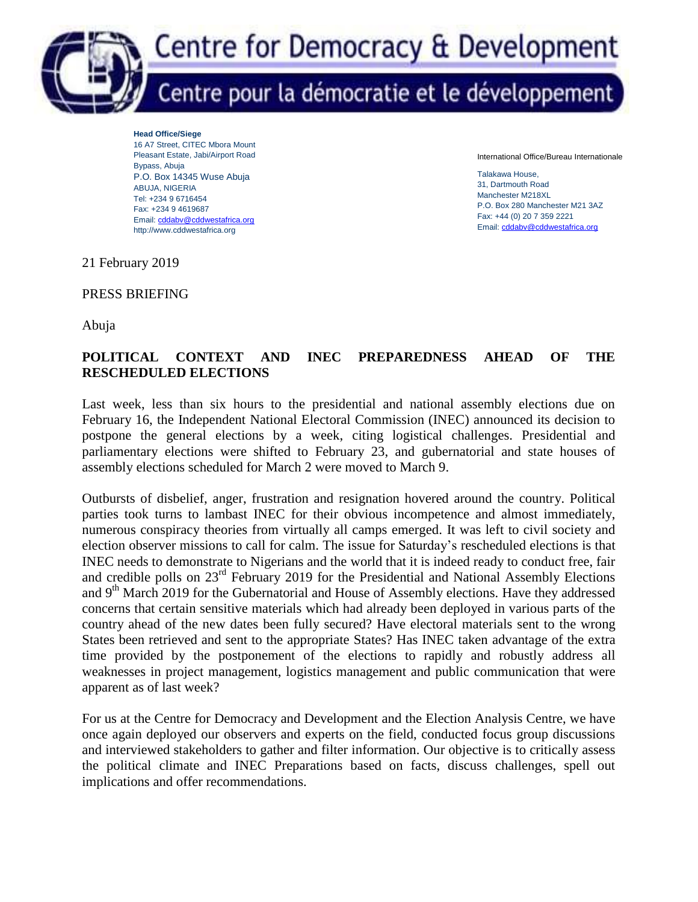# Centre for Democracy & Development

## Centre pour la démocratie et le développement

**Head Office/Siege**
16 A7 Street, CITEC Mbora Mount
Pleasant Estate, Jabi/Airport Road
Bypass, Abuja
P.O. Box 14345 Wuse Abuja
ABUJA, NIGERIA
Tel: +234 9 6716454
Fax: +234 9 4619687
Email: cddabv@cddwestafrica.org
http://www.cddwestafrica.org

International Office/Bureau Internationale

Talakawa House,
31, Dartmouth Road
Manchester M218XL
P.O. Box 280 Manchester M21 3AZ
Fax: +44 (0) 20 7 359 2221
Email: cddabv@cddwestafrica.org

21 February 2019

PRESS BRIEFING

Abuja

**POLITICAL CONTEXT AND INEC PREPAREDNESS AHEAD OF THE RESCHEDULED ELECTIONS**

Last week, less than six hours to the presidential and national assembly elections due on February 16, the Independent National Electoral Commission (INEC) announced its decision to postpone the general elections by a week, citing logistical challenges. Presidential and parliamentary elections were shifted to February 23, and gubernatorial and state houses of assembly elections scheduled for March 2 were moved to March 9.

Outbursts of disbelief, anger, frustration and resignation hovered around the country. Political parties took turns to lambast INEC for their obvious incompetence and almost immediately, numerous conspiracy theories from virtually all camps emerged. It was left to civil society and election observer missions to call for calm. The issue for Saturday's rescheduled elections is that INEC needs to demonstrate to Nigerians and the world that it is indeed ready to conduct free, fair and credible polls on 23rd February 2019 for the Presidential and National Assembly Elections and 9th March 2019 for the Gubernatorial and House of Assembly elections. Have they addressed concerns that certain sensitive materials which had already been deployed in various parts of the country ahead of the new dates been fully secured? Have electoral materials sent to the wrong States been retrieved and sent to the appropriate States? Has INEC taken advantage of the extra time provided by the postponement of the elections to rapidly and robustly address all weaknesses in project management, logistics management and public communication that were apparent as of last week?

For us at the Centre for Democracy and Development and the Election Analysis Centre, we have once again deployed our observers and experts on the field, conducted focus group discussions and interviewed stakeholders to gather and filter information. Our objective is to critically assess the political climate and INEC Preparations based on facts, discuss challenges, spell out implications and offer recommendations.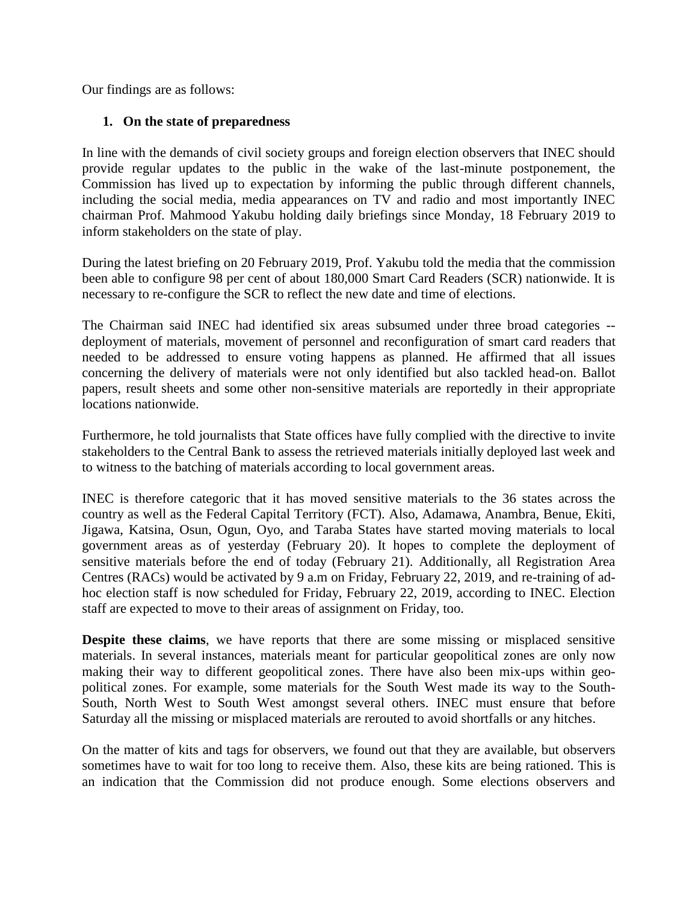Our findings are as follows:

1. **On the state of preparedness**

In line with the demands of civil society groups and foreign election observers that INEC should provide regular updates to the public in the wake of the last-minute postponement, the Commission has lived up to expectation by informing the public through different channels, including the social media, media appearances on TV and radio and most importantly INEC chairman Prof. Mahmood Yakubu holding daily briefings since Monday, 18 February 2019 to inform stakeholders on the state of play.

During the latest briefing on 20 February 2019, Prof. Yakubu told the media that the commission been able to configure 98 per cent of about 180,000 Smart Card Readers (SCR) nationwide. It is necessary to re-configure the SCR to reflect the new date and time of elections.

The Chairman said INEC had identified six areas subsumed under three broad categories -- deployment of materials, movement of personnel and reconfiguration of smart card readers that needed to be addressed to ensure voting happens as planned. He affirmed that all issues concerning the delivery of materials were not only identified but also tackled head-on. Ballot papers, result sheets and some other non-sensitive materials are reportedly in their appropriate locations nationwide.

Furthermore, he told journalists that State offices have fully complied with the directive to invite stakeholders to the Central Bank to assess the retrieved materials initially deployed last week and to witness to the batching of materials according to local government areas.

INEC is therefore categoric that it has moved sensitive materials to the 36 states across the country as well as the Federal Capital Territory (FCT). Also, Adamawa, Anambra, Benue, Ekiti, Jigawa, Katsina, Osun, Ogun, Oyo, and Taraba States have started moving materials to local government areas as of yesterday (February 20). It hopes to complete the deployment of sensitive materials before the end of today (February 21). Additionally, all Registration Area Centres (RACs) would be activated by 9 a.m on Friday, February 22, 2019, and re-training of ad-hoc election staff is now scheduled for Friday, February 22, 2019, according to INEC. Election staff are expected to move to their areas of assignment on Friday, too.

**Despite these claims**, we have reports that there are some missing or misplaced sensitive materials. In several instances, materials meant for particular geopolitical zones are only now making their way to different geopolitical zones. There have also been mix-ups within geo-political zones. For example, some materials for the South West made its way to the South-South, North West to South West amongst several others. INEC must ensure that before Saturday all the missing or misplaced materials are rerouted to avoid shortfalls or any hitches.

On the matter of kits and tags for observers, we found out that they are available, but observers sometimes have to wait for too long to receive them. Also, these kits are being rationed. This is an indication that the Commission did not produce enough. Some elections observers and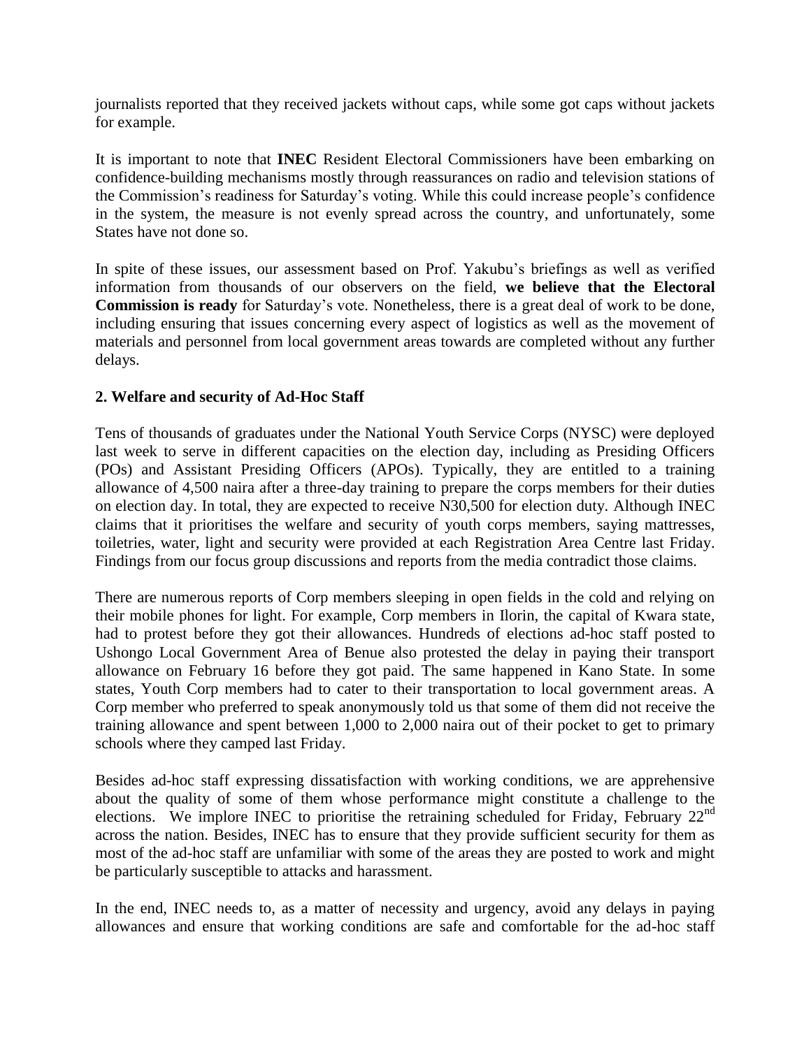journalists reported that they received jackets without caps, while some got caps without jackets for example.

It is important to note that **INEC** Resident Electoral Commissioners have been embarking on confidence-building mechanisms mostly through reassurances on radio and television stations of the Commission's readiness for Saturday's voting. While this could increase people's confidence in the system, the measure is not evenly spread across the country, and unfortunately, some States have not done so.

In spite of these issues, our assessment based on Prof. Yakubu's briefings as well as verified information from thousands of our observers on the field, **we believe that the Electoral Commission is ready** for Saturday's vote. Nonetheless, there is a great deal of work to be done, including ensuring that issues concerning every aspect of logistics as well as the movement of materials and personnel from local government areas towards are completed without any further delays.

**2. Welfare and security of Ad-Hoc Staff**

Tens of thousands of graduates under the National Youth Service Corps (NYSC) were deployed last week to serve in different capacities on the election day, including as Presiding Officers (POs) and Assistant Presiding Officers (APOs). Typically, they are entitled to a training allowance of 4,500 naira after a three-day training to prepare the corps members for their duties on election day. In total, they are expected to receive N30,500 for election duty. Although INEC claims that it prioritises the welfare and security of youth corps members, saying mattresses, toiletries, water, light and security were provided at each Registration Area Centre last Friday. Findings from our focus group discussions and reports from the media contradict those claims.

There are numerous reports of Corp members sleeping in open fields in the cold and relying on their mobile phones for light. For example, Corp members in Ilorin, the capital of Kwara state, had to protest before they got their allowances. Hundreds of elections ad-hoc staff posted to Ushongo Local Government Area of Benue also protested the delay in paying their transport allowance on February 16 before they got paid. The same happened in Kano State. In some states, Youth Corp members had to cater to their transportation to local government areas. A Corp member who preferred to speak anonymously told us that some of them did not receive the training allowance and spent between 1,000 to 2,000 naira out of their pocket to get to primary schools where they camped last Friday.

Besides ad-hoc staff expressing dissatisfaction with working conditions, we are apprehensive about the quality of some of them whose performance might constitute a challenge to the elections. We implore INEC to prioritise the retraining scheduled for Friday, February 22nd across the nation. Besides, INEC has to ensure that they provide sufficient security for them as most of the ad-hoc staff are unfamiliar with some of the areas they are posted to work and might be particularly susceptible to attacks and harassment.

In the end, INEC needs to, as a matter of necessity and urgency, avoid any delays in paying allowances and ensure that working conditions are safe and comfortable for the ad-hoc staff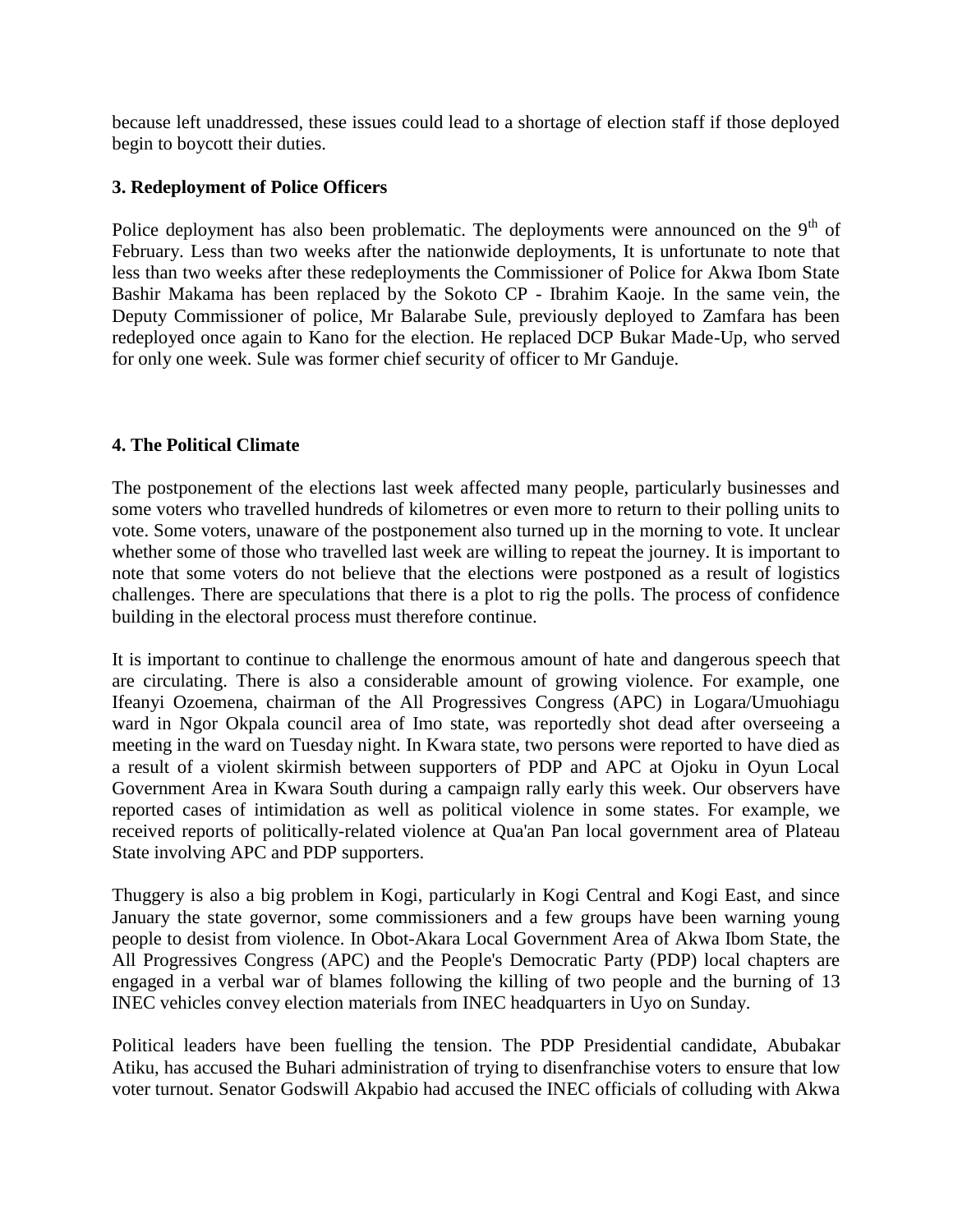because left unaddressed, these issues could lead to a shortage of election staff if those deployed begin to boycott their duties.

### 3. Redeployment of Police Officers

Police deployment has also been problematic. The deployments were announced on the 9th of February. Less than two weeks after the nationwide deployments, It is unfortunate to note that less than two weeks after these redeployments the Commissioner of Police for Akwa Ibom State Bashir Makama has been replaced by the Sokoto CP - Ibrahim Kaoje. In the same vein, the Deputy Commissioner of police, Mr Balarabe Sule, previously deployed to Zamfara has been redeployed once again to Kano for the election. He replaced DCP Bukar Made-Up, who served for only one week. Sule was former chief security of officer to Mr Ganduje.

### 4. The Political Climate

The postponement of the elections last week affected many people, particularly businesses and some voters who travelled hundreds of kilometres or even more to return to their polling units to vote. Some voters, unaware of the postponement also turned up in the morning to vote. It unclear whether some of those who travelled last week are willing to repeat the journey. It is important to note that some voters do not believe that the elections were postponed as a result of logistics challenges. There are speculations that there is a plot to rig the polls. The process of confidence building in the electoral process must therefore continue.

It is important to continue to challenge the enormous amount of hate and dangerous speech that are circulating. There is also a considerable amount of growing violence. For example, one Ifeanyi Ozoemena, chairman of the All Progressives Congress (APC) in Logara/Umuohiagu ward in Ngor Okpala council area of Imo state, was reportedly shot dead after overseeing a meeting in the ward on Tuesday night. In Kwara state, two persons were reported to have died as a result of a violent skirmish between supporters of PDP and APC at Ojoku in Oyun Local Government Area in Kwara South during a campaign rally early this week. Our observers have reported cases of intimidation as well as political violence in some states. For example, we received reports of politically-related violence at Qua'an Pan local government area of Plateau State involving APC and PDP supporters.

Thuggery is also a big problem in Kogi, particularly in Kogi Central and Kogi East, and since January the state governor, some commissioners and a few groups have been warning young people to desist from violence. In Obot-Akara Local Government Area of Akwa Ibom State, the All Progressives Congress (APC) and the People's Democratic Party (PDP) local chapters are engaged in a verbal war of blames following the killing of two people and the burning of 13 INEC vehicles convey election materials from INEC headquarters in Uyo on Sunday.

Political leaders have been fuelling the tension. The PDP Presidential candidate, Abubakar Atiku, has accused the Buhari administration of trying to disenfranchise voters to ensure that low voter turnout. Senator Godswill Akpabio had accused the INEC officials of colluding with Akwa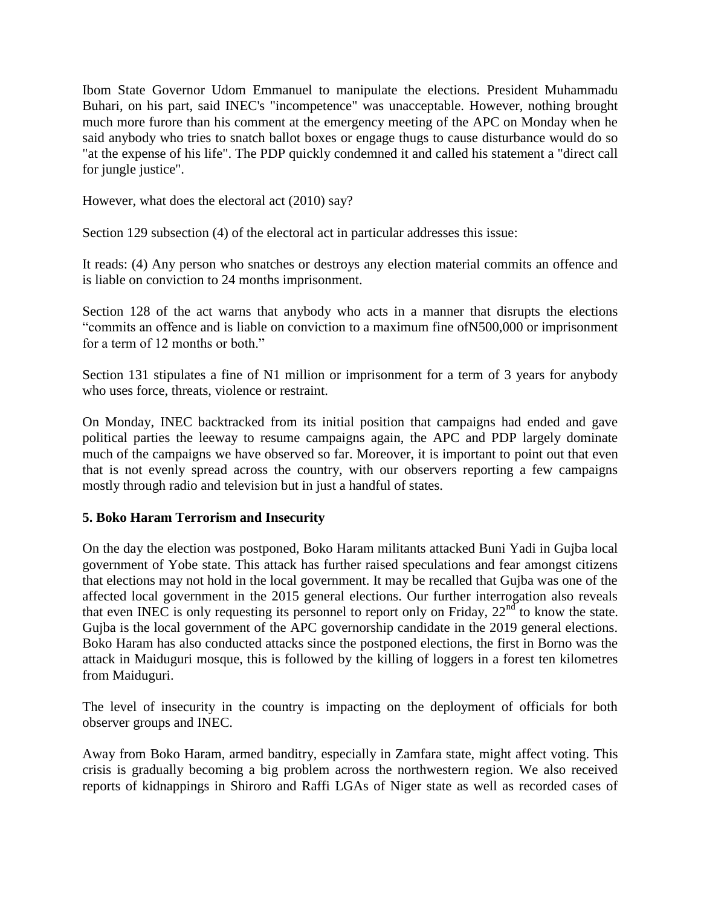Ibom State Governor Udom Emmanuel to manipulate the elections. President Muhammadu Buhari, on his part, said INEC's "incompetence" was unacceptable. However, nothing brought much more furore than his comment at the emergency meeting of the APC on Monday when he said anybody who tries to snatch ballot boxes or engage thugs to cause disturbance would do so "at the expense of his life". The PDP quickly condemned it and called his statement a "direct call for jungle justice".

However, what does the electoral act (2010) say?

Section 129 subsection (4) of the electoral act in particular addresses this issue:

It reads: (4) Any person who snatches or destroys any election material commits an offence and is liable on conviction to 24 months imprisonment.

Section 128 of the act warns that anybody who acts in a manner that disrupts the elections "commits an offence and is liable on conviction to a maximum fine ofN500,000 or imprisonment for a term of 12 months or both."

Section 131 stipulates a fine of N1 million or imprisonment for a term of 3 years for anybody who uses force, threats, violence or restraint.

On Monday, INEC backtracked from its initial position that campaigns had ended and gave political parties the leeway to resume campaigns again, the APC and PDP largely dominate much of the campaigns we have observed so far. Moreover, it is important to point out that even that is not evenly spread across the country, with our observers reporting a few campaigns mostly through radio and television but in just a handful of states.

**5. Boko Haram Terrorism and Insecurity**

On the day the election was postponed, Boko Haram militants attacked Buni Yadi in Gujba local government of Yobe state. This attack has further raised speculations and fear amongst citizens that elections may not hold in the local government. It may be recalled that Gujba was one of the affected local government in the 2015 general elections. Our further interrogation also reveals that even INEC is only requesting its personnel to report only on Friday, 22nd to know the state. Gujba is the local government of the APC governorship candidate in the 2019 general elections. Boko Haram has also conducted attacks since the postponed elections, the first in Borno was the attack in Maiduguri mosque, this is followed by the killing of loggers in a forest ten kilometres from Maiduguri.

The level of insecurity in the country is impacting on the deployment of officials for both observer groups and INEC.

Away from Boko Haram, armed banditry, especially in Zamfara state, might affect voting. This crisis is gradually becoming a big problem across the northwestern region. We also received reports of kidnappings in Shiroro and Raffi LGAs of Niger state as well as recorded cases of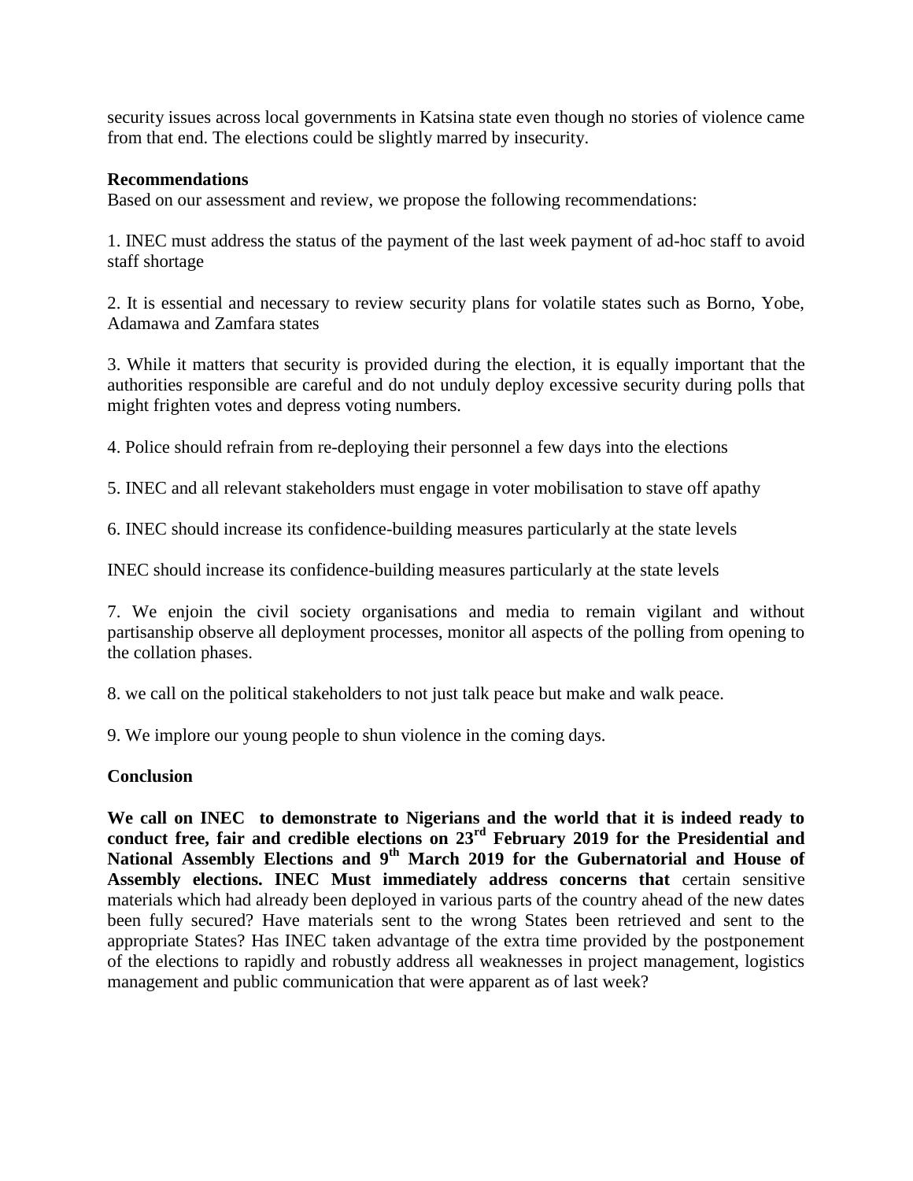security issues across local governments in Katsina state even though no stories of violence came from that end. The elections could be slightly marred by insecurity.

**Recommendations**

Based on our assessment and review, we propose the following recommendations:

1. INEC must address the status of the payment of the last week payment of ad-hoc staff to avoid staff shortage

2. It is essential and necessary to review security plans for volatile states such as Borno, Yobe, Adamawa and Zamfara states

3. While it matters that security is provided during the election, it is equally important that the authorities responsible are careful and do not unduly deploy excessive security during polls that might frighten votes and depress voting numbers.

4. Police should refrain from re-deploying their personnel a few days into the elections

5. INEC and all relevant stakeholders must engage in voter mobilisation to stave off apathy

6. INEC should increase its confidence-building measures particularly at the state levels

INEC should increase its confidence-building measures particularly at the state levels

7. We enjoin the civil society organisations and media to remain vigilant and without partisanship observe all deployment processes, monitor all aspects of the polling from opening to the collation phases.

8. we call on the political stakeholders to not just talk peace but make and walk peace.

9. We implore our young people to shun violence in the coming days.

**Conclusion**

**We call on INEC to demonstrate to Nigerians and the world that it is indeed ready to conduct free, fair and credible elections on 23rd February 2019 for the Presidential and National Assembly Elections and 9th March 2019 for the Gubernatorial and House of Assembly elections. INEC Must immediately address concerns that** certain sensitive materials which had already been deployed in various parts of the country ahead of the new dates been fully secured? Have materials sent to the wrong States been retrieved and sent to the appropriate States? Has INEC taken advantage of the extra time provided by the postponement of the elections to rapidly and robustly address all weaknesses in project management, logistics management and public communication that were apparent as of last week?